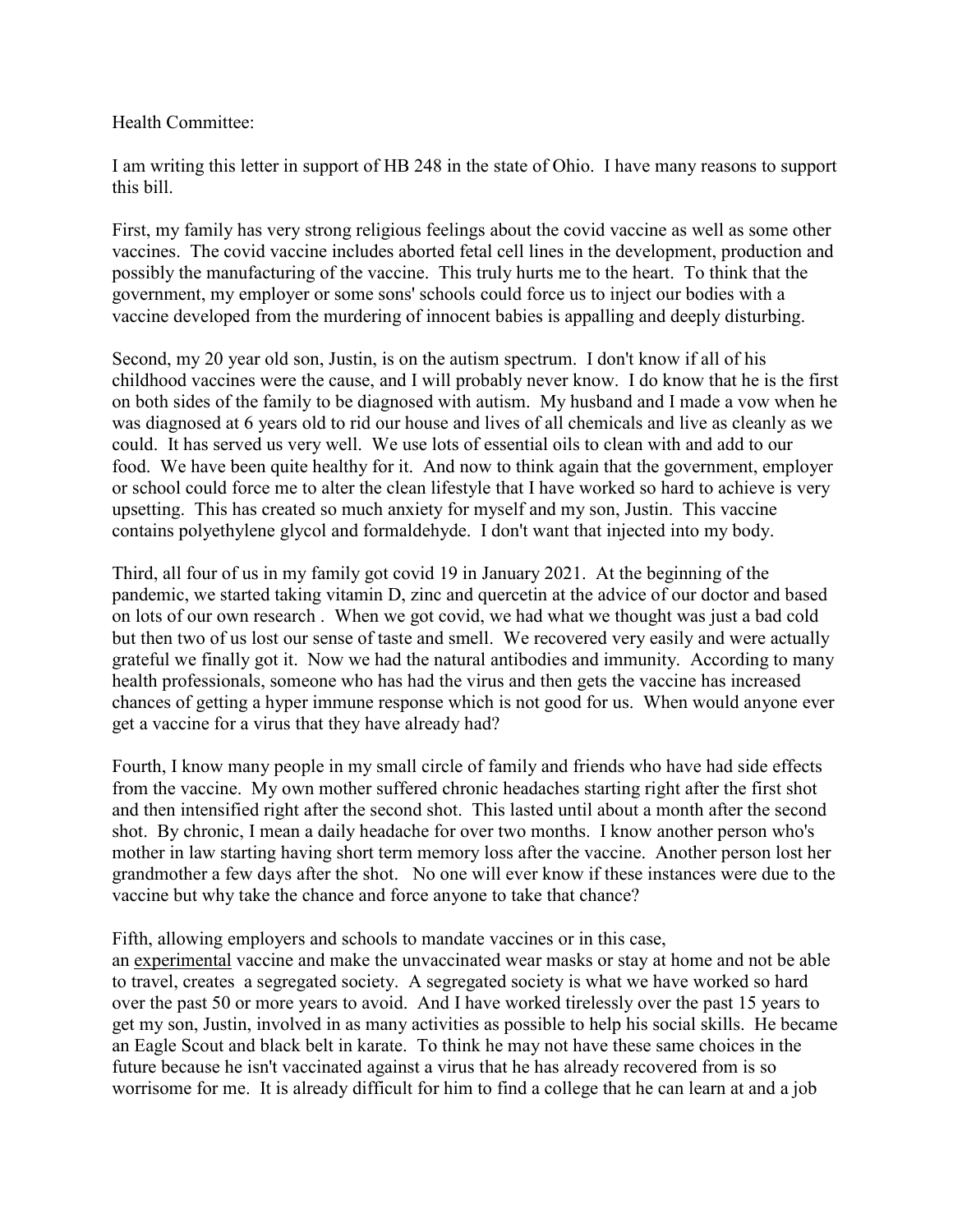Health Committee:

I am writing this letter in support of HB 248 in the state of Ohio. I have many reasons to support this bill.

First, my family has very strong religious feelings about the covid vaccine as well as some other vaccines. The covid vaccine includes aborted fetal cell lines in the development, production and possibly the manufacturing of the vaccine. This truly hurts me to the heart. To think that the government, my employer or some sons' schools could force us to inject our bodies with a vaccine developed from the murdering of innocent babies is appalling and deeply disturbing.

Second, my 20 year old son, Justin, is on the autism spectrum. I don't know if all of his childhood vaccines were the cause, and I will probably never know. I do know that he is the first on both sides of the family to be diagnosed with autism. My husband and I made a vow when he was diagnosed at 6 years old to rid our house and lives of all chemicals and live as cleanly as we could. It has served us very well. We use lots of essential oils to clean with and add to our food. We have been quite healthy for it. And now to think again that the government, employer or school could force me to alter the clean lifestyle that I have worked so hard to achieve is very upsetting. This has created so much anxiety for myself and my son, Justin. This vaccine contains polyethylene glycol and formaldehyde. I don't want that injected into my body.

Third, all four of us in my family got covid 19 in January 2021. At the beginning of the pandemic, we started taking vitamin D, zinc and quercetin at the advice of our doctor and based on lots of our own research . When we got covid, we had what we thought was just a bad cold but then two of us lost our sense of taste and smell. We recovered very easily and were actually grateful we finally got it. Now we had the natural antibodies and immunity. According to many health professionals, someone who has had the virus and then gets the vaccine has increased chances of getting a hyper immune response which is not good for us. When would anyone ever get a vaccine for a virus that they have already had?

Fourth, I know many people in my small circle of family and friends who have had side effects from the vaccine. My own mother suffered chronic headaches starting right after the first shot and then intensified right after the second shot. This lasted until about a month after the second shot. By chronic, I mean a daily headache for over two months. I know another person who's mother in law starting having short term memory loss after the vaccine. Another person lost her grandmother a few days after the shot. No one will ever know if these instances were due to the vaccine but why take the chance and force anyone to take that chance?

Fifth, allowing employers and schools to mandate vaccines or in this case, an <u>experimental</u> vaccine and make the unvaccinated wear masks or stay at home and not be able to travel, creates a segregated society. A segregated society is what we have worked so hard over the past 50 or more years to avoid. And I have worked tirelessly over the past 15 years to get my son, Justin, involved in as many activities as possible to help his social skills. He became an Eagle Scout and black belt in karate. To think he may not have these same choices in the future because he isn't vaccinated against a virus that he has already recovered from is so worrisome for me. It is already difficult for him to find a college that he can learn at and a job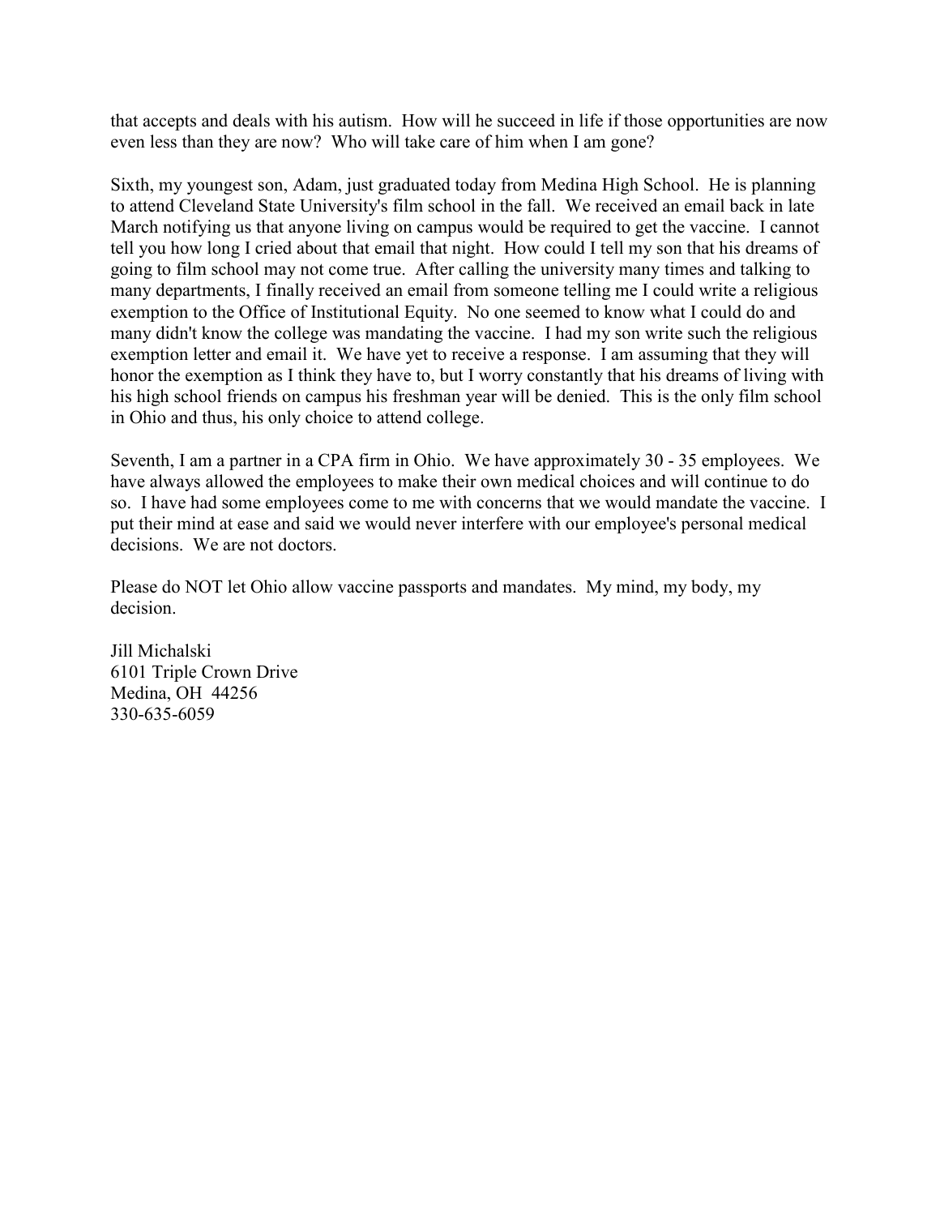that accepts and deals with his autism. How will he succeed in life if those opportunities are now even less than they are now? Who will take care of him when I am gone?

Sixth, my youngest son, Adam, just graduated today from Medina High School. He is planning to attend Cleveland State University's film school in the fall. We received an email back in late March notifying us that anyone living on campus would be required to get the vaccine. I cannot tell you how long I cried about that email that night. How could I tell my son that his dreams of going to film school may not come true. After calling the university many times and talking to many departments, I finally received an email from someone telling me I could write a religious exemption to the Office of Institutional Equity. No one seemed to know what I could do and many didn't know the college was mandating the vaccine. I had my son write such the religious exemption letter and email it. We have yet to receive a response. I am assuming that they will honor the exemption as I think they have to, but I worry constantly that his dreams of living with his high school friends on campus his freshman year will be denied. This is the only film school in Ohio and thus, his only choice to attend college.

Seventh, I am a partner in a CPA firm in Ohio. We have approximately 30 - 35 employees. We have always allowed the employees to make their own medical choices and will continue to do so. I have had some employees come to me with concerns that we would mandate the vaccine. I put their mind at ease and said we would never interfere with our employee's personal medical decisions. We are not doctors.

Please do NOT let Ohio allow vaccine passports and mandates. My mind, my body, my decision.

Jill Michalski  
6101 Triple Crown Drive  
Medina, OH 44256  
330-635-6059